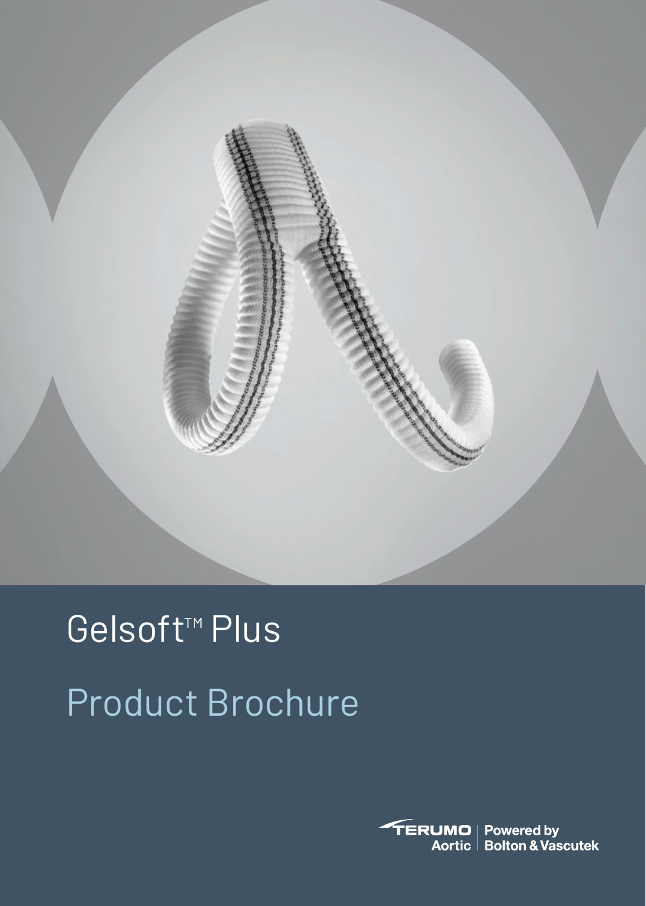# Gelsoft™ Plus

## Product Brochure

TERUMO Aortic | Powered by Bolton & Vascutek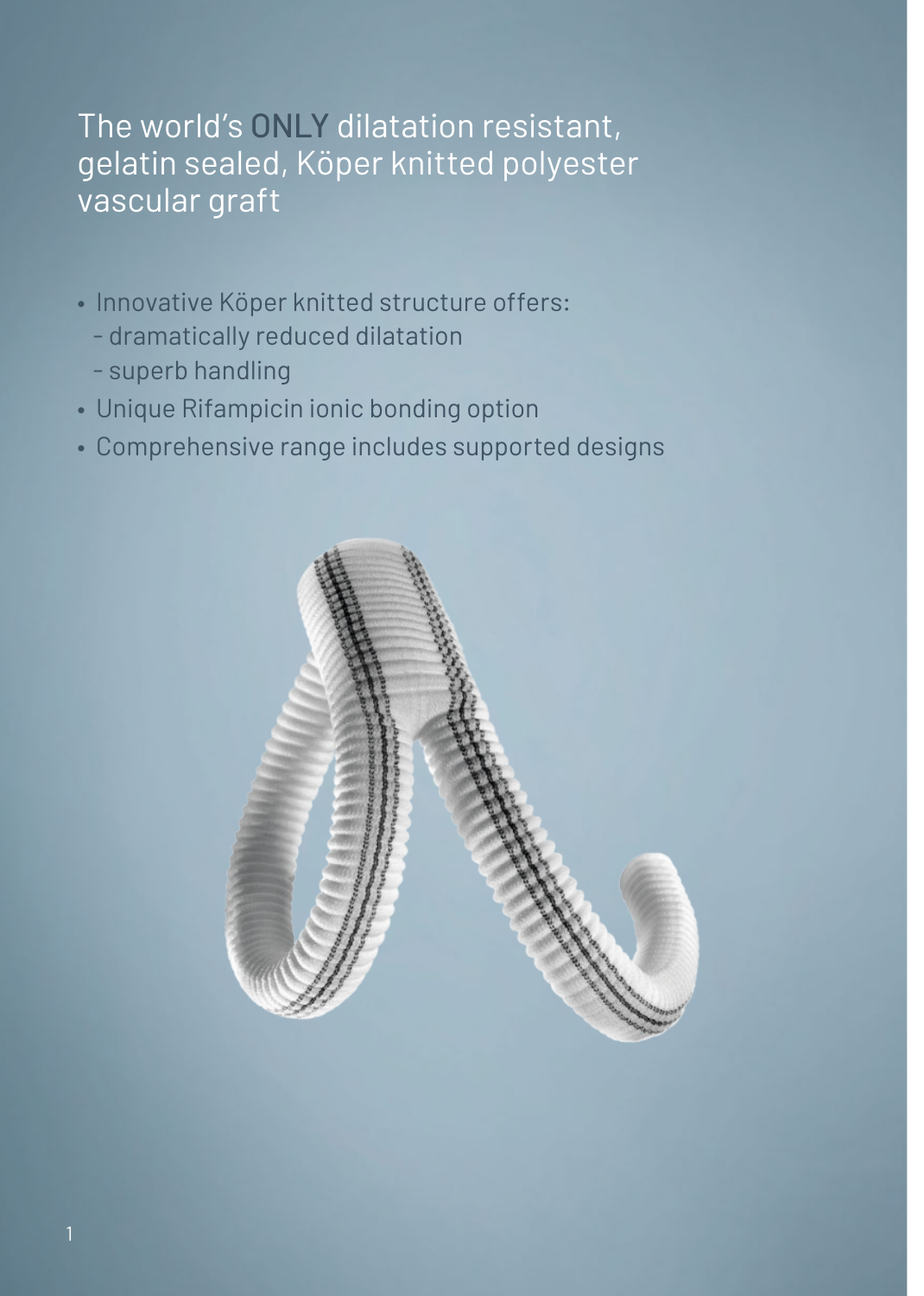# The world's ONLY dilatation resistant, gelatin sealed, Köper knitted polyester vascular graft

- Innovative Köper knitted structure offers:
  - dramatically reduced dilatation
  - superb handling
- Unique Rifampicin ionic bonding option
- Comprehensive range includes supported designs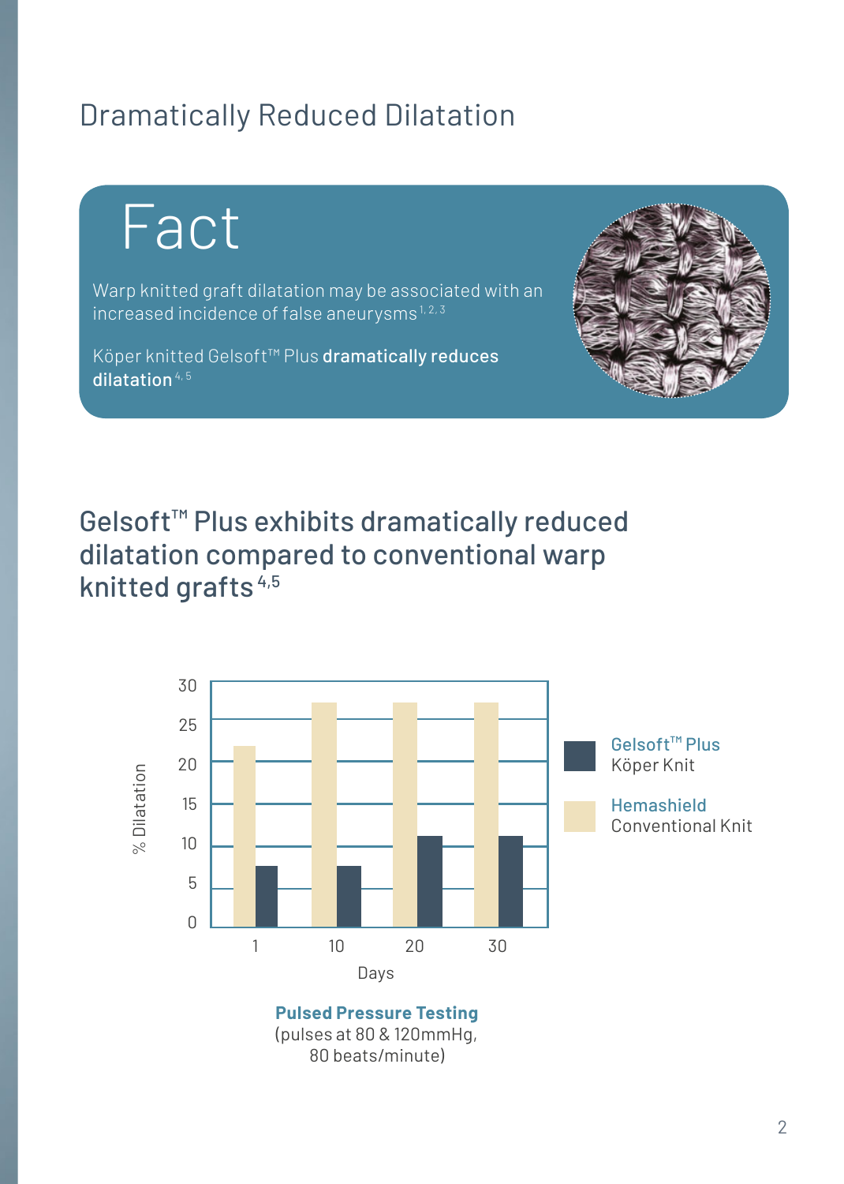# Dramatically Reduced Dilatation

## Fact

Warp knitted graft dilatation may be associated with an increased incidence of false aneurysms[1, 2, 3]

Köper knitted Gelsoft™ Plus **dramatically reduces dilatation**[4, 5]

## Gelsoft™ Plus exhibits dramatically reduced dilatation compared to conventional warp knitted grafts[4,5]

% Dilatation

30
25
20
15
10
5
0

1 10 20 30

Days

Gelsoft™ Plus
Köper Knit

Hemashield
Conventional Knit

**Pulsed Pressure Testing**
(pulses at 80 & 120mmHg,
80 beats/minute)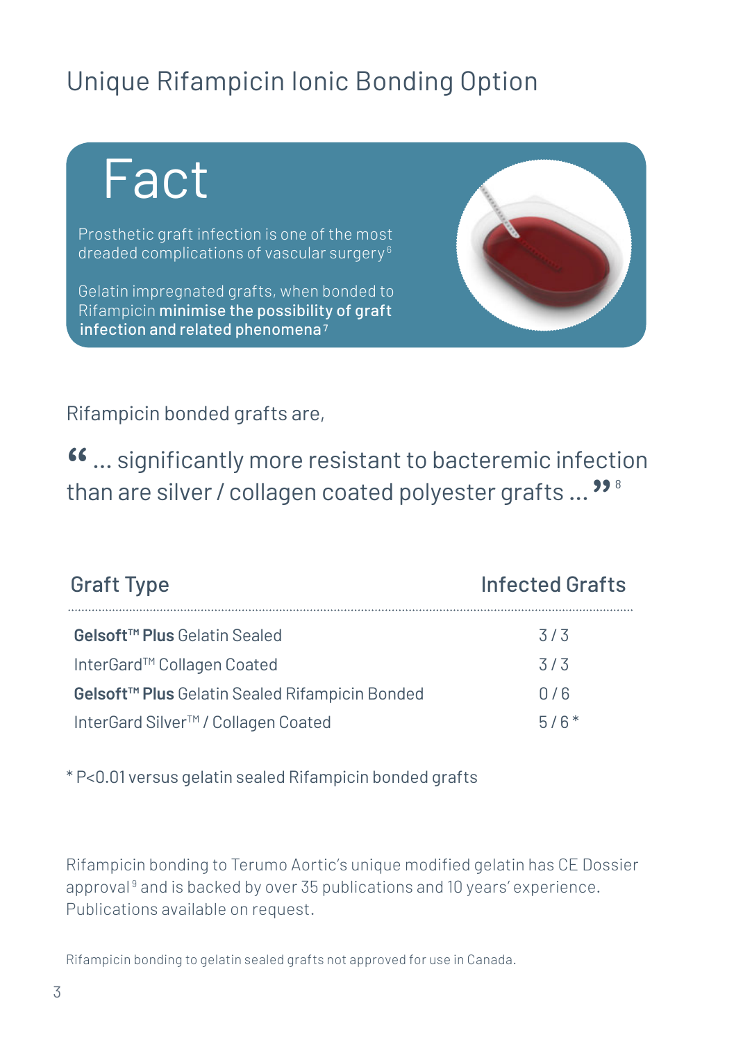# Unique Rifampicin Ionic Bonding Option

## Fact

Prosthetic graft infection is one of the most dreaded complications of vascular surgery[6]

Gelatin impregnated grafts, when bonded to Rifampicin **minimise the possibility of graft infection and related phenomena**[7]

Rifampicin bonded grafts are,

> “ ... significantly more resistant to bacteremic infection than are silver / collagen coated polyester grafts ... ”[8]

| Graft Type | Infected Grafts |
|---|---|
| **Gelsoft™ Plus** Gelatin Sealed | 3 / 3 |
| InterGard™ Collagen Coated | 3 / 3 |
| **Gelsoft™ Plus** Gelatin Sealed Rifampicin Bonded | 0 / 6 |
| InterGard Silver™ / Collagen Coated | 5 / 6 * |

* $P<0.01$ versus gelatin sealed Rifampicin bonded grafts

Rifampicin bonding to Terumo Aortic's unique modified gelatin has CE Dossier approval[9] and is backed by over 35 publications and 10 years' experience. Publications available on request.

Rifampicin bonding to gelatin sealed grafts not approved for use in Canada.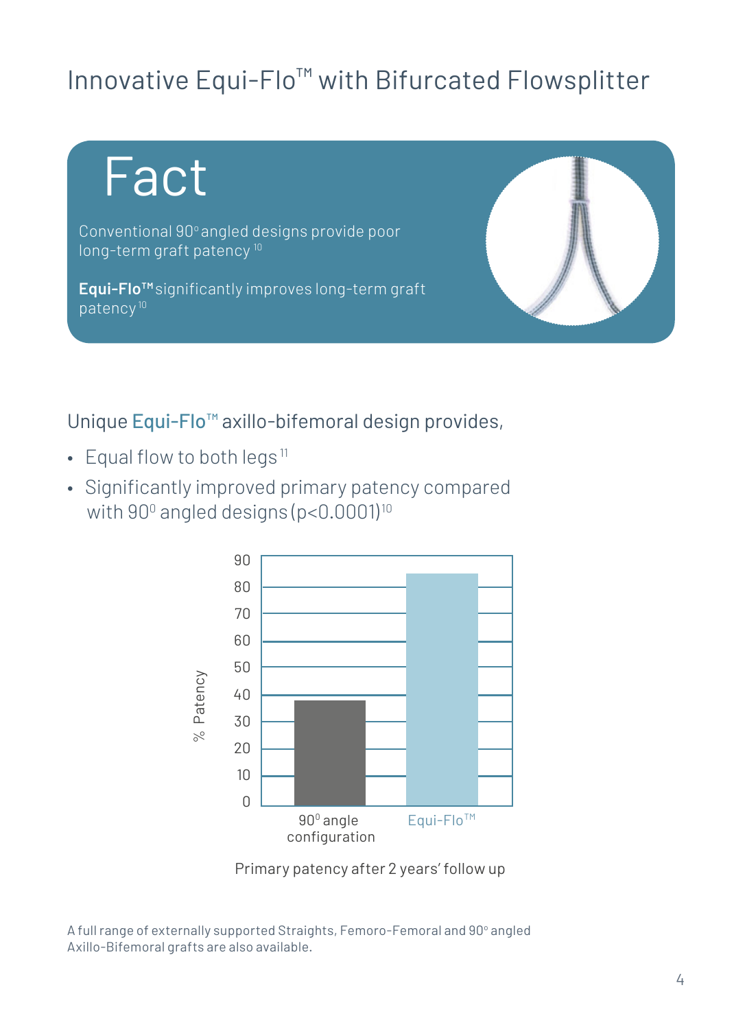# Innovative Equi-Flo™ with Bifurcated Flowsplitter

## Fact

Conventional 90° angled designs provide poor long-term graft patency [10]

**Equi-Flo™** significantly improves long-term graft patency [10]

Unique Equi-Flo™ axillo-bifemoral design provides,

- Equal flow to both legs [11]
- Significantly improved primary patency compared with 90° angled designs ($p<0.0001$)[10]

Primary patency after 2 years' follow up

A full range of externally supported Straights, Femoro-Femoral and 90° angled Axillo-Bifemoral grafts are also available.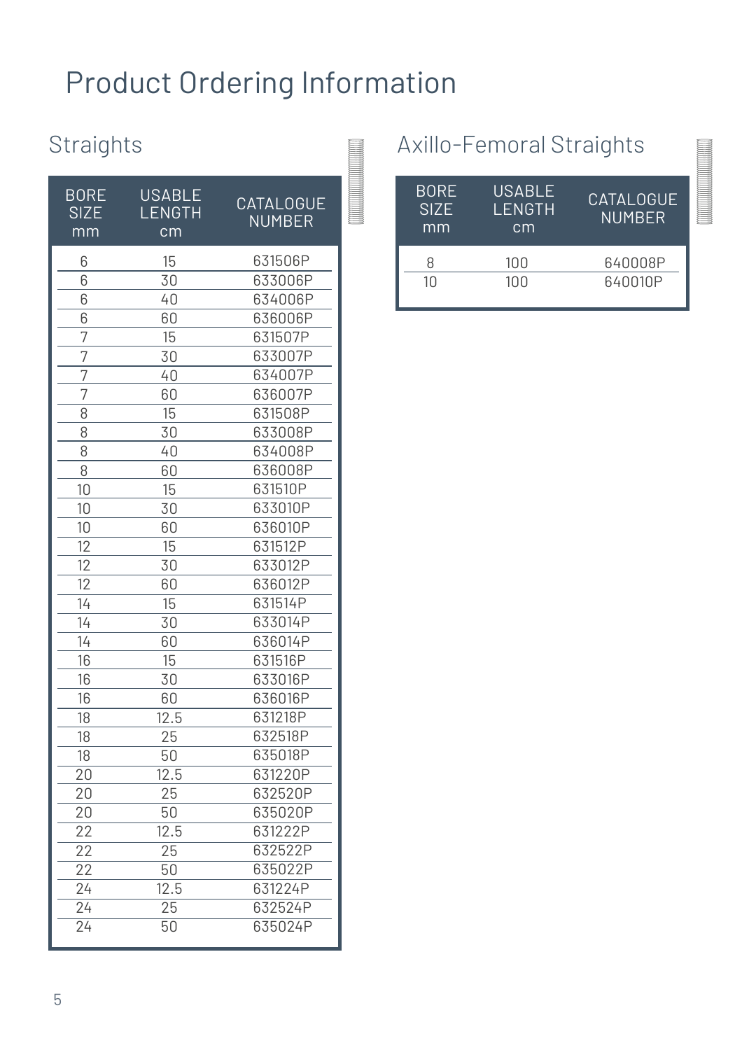# Product Ordering Information

## Straights

| BORE SIZE mm | USABLE LENGTH cm | CATALOGUE NUMBER |
|---|---|---|
| 6 | 15 | 631506P |
| 6 | 30 | 633006P |
| 6 | 40 | 634006P |
| 6 | 60 | 636006P |
| 7 | 15 | 631507P |
| 7 | 30 | 633007P |
| 7 | 40 | 634007P |
| 7 | 60 | 636007P |
| 8 | 15 | 631508P |
| 8 | 30 | 633008P |
| 8 | 40 | 634008P |
| 8 | 60 | 636008P |
| 10 | 15 | 631510P |
| 10 | 30 | 633010P |
| 10 | 60 | 636010P |
| 12 | 15 | 631512P |
| 12 | 30 | 633012P |
| 12 | 60 | 636012P |
| 14 | 15 | 631514P |
| 14 | 30 | 633014P |
| 14 | 60 | 636014P |
| 16 | 15 | 631516P |
| 16 | 30 | 633016P |
| 16 | 60 | 636016P |
| 18 | 12.5 | 631218P |
| 18 | 25 | 632518P |
| 18 | 50 | 635018P |
| 20 | 12.5 | 631220P |
| 20 | 25 | 632520P |
| 20 | 50 | 635020P |
| 22 | 12.5 | 631222P |
| 22 | 25 | 632522P |
| 22 | 50 | 635022P |
| 24 | 12.5 | 631224P |
| 24 | 25 | 632524P |
| 24 | 50 | 635024P |

## Axillo-Femoral Straights

| BORE SIZE mm | USABLE LENGTH cm | CATALOGUE NUMBER |
|---|---|---|
| 8 | 100 | 640008P |
| 10 | 100 | 640010P |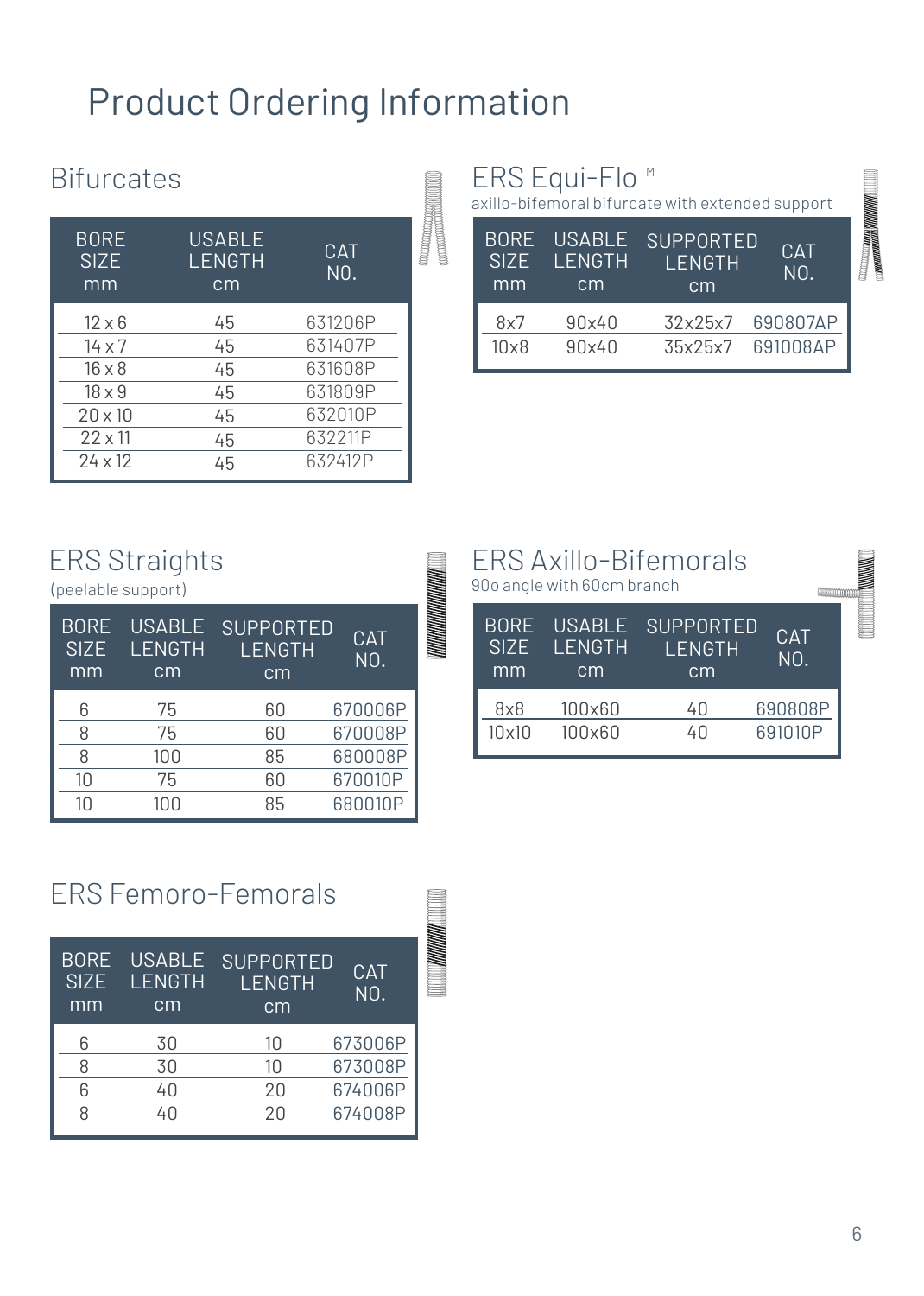# Product Ordering Information

## Bifurcates

| BORE SIZE mm | USABLE LENGTH cm | CAT NO. |
|---|---|---|
| 12 x 6 | 45 | 631206P |
| 14 x 7 | 45 | 631407P |
| 16 x 8 | 45 | 631608P |
| 18 x 9 | 45 | 631809P |
| 20 x 10 | 45 | 632010P |
| 22 x 11 | 45 | 632211P |
| 24 x 12 | 45 | 632412P |

## ERS Equi-Flo™

axillo-bifemoral bifurcate with extended support

| BORE SIZE mm | USABLE LENGTH cm | SUPPORTED LENGTH cm | CAT NO. |
|---|---|---|---|
| 8x7 | 90x40 | 32x25x7 | 690807AP |
| 10x8 | 90x40 | 35x25x7 | 691008AP |

## ERS Straights

(peelable support)

| BORE SIZE mm | USABLE LENGTH cm | SUPPORTED LENGTH cm | CAT NO. |
|---|---|---|---|
| 6 | 75 | 60 | 670006P |
| 8 | 75 | 60 | 670008P |
| 8 | 100 | 85 | 680008P |
| 10 | 75 | 60 | 670010P |
| 10 | 100 | 85 | 680010P |

## ERS Axillo-Bifemorals

90o angle with 60cm branch

| BORE SIZE mm | USABLE LENGTH cm | SUPPORTED LENGTH cm | CAT NO. |
|---|---|---|---|
| 8x8 | 100x60 | 40 | 690808P |
| 10x10 | 100x60 | 40 | 691010P |

## ERS Femoro-Femorals

| BORE SIZE mm | USABLE LENGTH cm | SUPPORTED LENGTH cm | CAT NO. |
|---|---|---|---|
| 6 | 30 | 10 | 673006P |
| 8 | 30 | 10 | 673008P |
| 6 | 40 | 20 | 674006P |
| 8 | 40 | 20 | 674008P |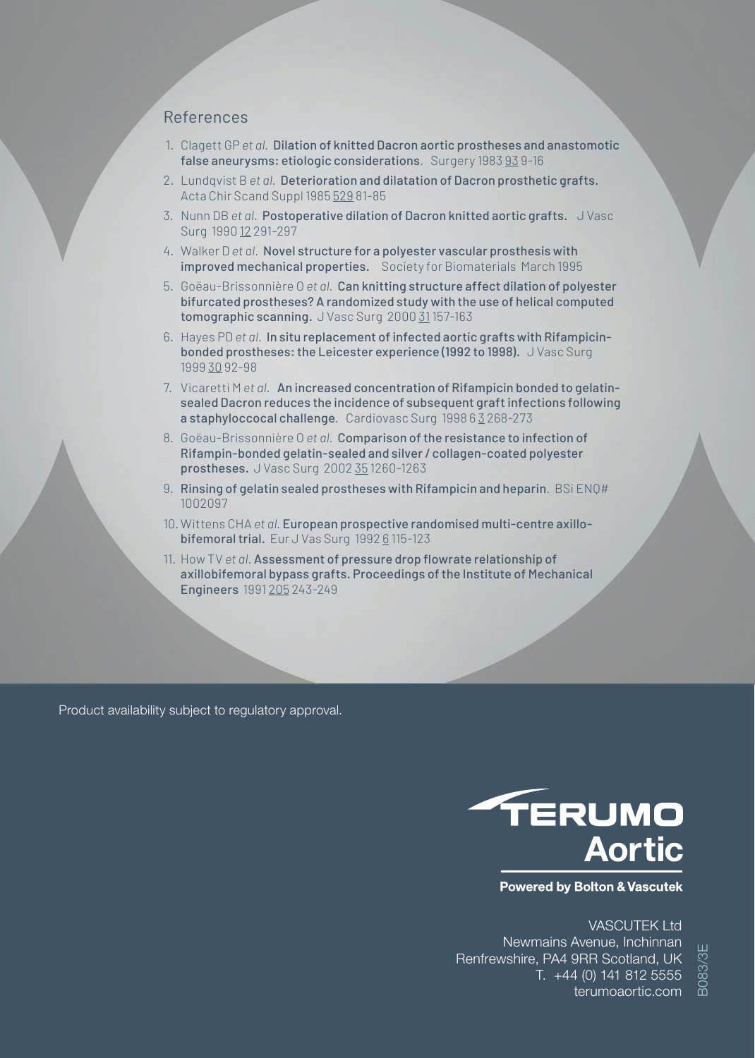## References

1. Clagett GP *et al*. **Dilation of knitted Dacron aortic prostheses and anastomotic false aneurysms: etiologic considerations**. Surgery 1983 93 9-16
2. Lundqvist B *et al*. **Deterioration and dilatation of Dacron prosthetic grafts.** Acta Chir Scand Suppl 1985 529 81-85
3. Nunn DB *et al*. **Postoperative dilation of Dacron knitted aortic grafts.** J Vasc Surg 1990 12 291-297
4. Walker D *et al*. **Novel structure for a polyester vascular prosthesis with improved mechanical properties.** Society for Biomaterials March 1995
5. Goëau-Brissonnière O *et al*. **Can knitting structure affect dilation of polyester bifurcated prostheses? A randomized study with the use of helical computed tomographic scanning.** J Vasc Surg 2000 31 157-163
6. Hayes PD *et al*. **In situ replacement of infected aortic grafts with Rifampicin-bonded prostheses: the Leicester experience (1992 to 1998).** J Vasc Surg 1999 30 92-98
7. Vicaretti M *et al*. **An increased concentration of Rifampicin bonded to gelatin-sealed Dacron reduces the incidence of subsequent graft infections following a staphyloccocal challenge**. Cardiovasc Surg 1998 6 3 268-273
8. Goëau-Brissonnière O *et al*. **Comparison of the resistance to infection of Rifampin-bonded gelatin-sealed and silver / collagen-coated polyester prostheses.** J Vasc Surg 2002 35 1260-1263
9. **Rinsing of gelatin sealed prostheses with Rifampicin and heparin**. BSi ENQ# 1002097
10. Wittens CHA *et al*. **European prospective randomised multi-centre axillo-bifemoral trial.** Eur J Vas Surg 1992 6 115-123
11. How TV *et al*. **Assessment of pressure drop flowrate relationship of axillobifemoral bypass grafts. Proceedings of the Institute of Mechanical Engineers** 1991 205 243-249

Product availability subject to regulatory approval.

TERUMO Aortic

**Powered by Bolton & Vascutek**

VASCUTEK Ltd
Newmains Avenue, Inchinnan
Renfrewshire, PA4 9RR Scotland, UK
T. +44 (0) 141 812 5555
terumoaortic.com

B083/3E